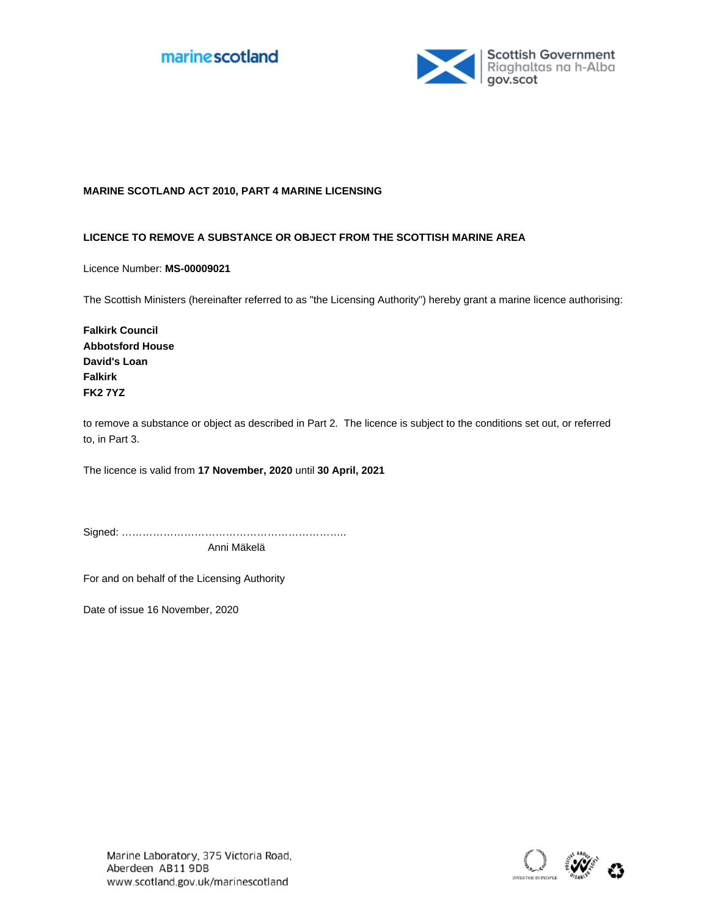marinescotland

Scottish Government
Riaghaltas na h-Alba
gov.scot

**MARINE SCOTLAND ACT 2010, PART 4 MARINE LICENSING**

**LICENCE TO REMOVE A SUBSTANCE OR OBJECT FROM THE SCOTTISH MARINE AREA**

Licence Number: **MS-00009021**

The Scottish Ministers (hereinafter referred to as "the Licensing Authority") hereby grant a marine licence authorising:

**Falkirk Council**
**Abbotsford House**
**David's Loan**
**Falkirk**
**FK2 7YZ**

to remove a substance or object as described in Part 2. The licence is subject to the conditions set out, or referred to, in Part 3.

The licence is valid from **17 November, 2020** until **30 April, 2021**

Signed: …………………………………………………………..
Anni Mäkelä

For and on behalf of the Licensing Authority

Date of issue 16 November, 2020

Marine Laboratory, 375 Victoria Road,
Aberdeen AB11 9DB
www.scotland.gov.uk/marinescotland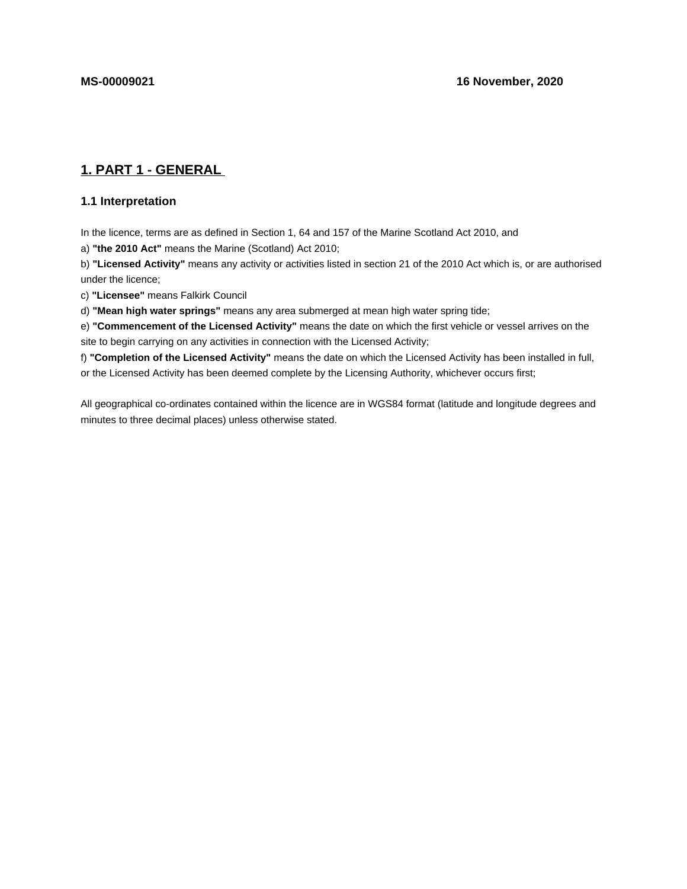**MS-00009021** **16 November, 2020**

## 1. PART 1 - GENERAL

### 1.1 Interpretation

In the licence, terms are as defined in Section 1, 64 and 157 of the Marine Scotland Act 2010, and

a) **"the 2010 Act"** means the Marine (Scotland) Act 2010;

b) **"Licensed Activity"** means any activity or activities listed in section 21 of the 2010 Act which is, or are authorised under the licence;

c) **"Licensee"** means Falkirk Council

d) **"Mean high water springs"** means any area submerged at mean high water spring tide;

e) **"Commencement of the Licensed Activity"** means the date on which the first vehicle or vessel arrives on the site to begin carrying on any activities in connection with the Licensed Activity;

f) **"Completion of the Licensed Activity"** means the date on which the Licensed Activity has been installed in full, or the Licensed Activity has been deemed complete by the Licensing Authority, whichever occurs first;

All geographical co-ordinates contained within the licence are in WGS84 format (latitude and longitude degrees and minutes to three decimal places) unless otherwise stated.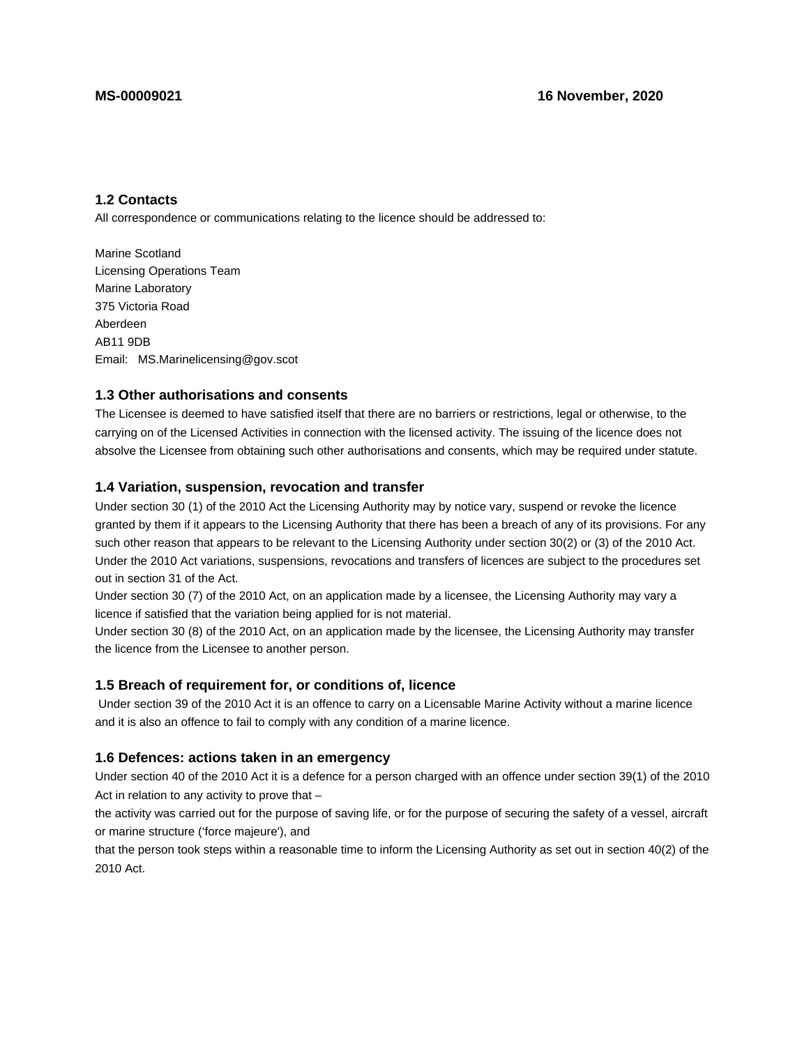## 1.2 Contacts

All correspondence or communications relating to the licence should be addressed to:

Marine Scotland
Licensing Operations Team
Marine Laboratory
375 Victoria Road
Aberdeen
AB11 9DB
Email: MS.Marinelicensing@gov.scot

## 1.3 Other authorisations and consents

The Licensee is deemed to have satisfied itself that there are no barriers or restrictions, legal or otherwise, to the carrying on of the Licensed Activities in connection with the licensed activity. The issuing of the licence does not absolve the Licensee from obtaining such other authorisations and consents, which may be required under statute.

## 1.4 Variation, suspension, revocation and transfer

Under section 30 (1) of the 2010 Act the Licensing Authority may by notice vary, suspend or revoke the licence granted by them if it appears to the Licensing Authority that there has been a breach of any of its provisions. For any such other reason that appears to be relevant to the Licensing Authority under section 30(2) or (3) of the 2010 Act. Under the 2010 Act variations, suspensions, revocations and transfers of licences are subject to the procedures set out in section 31 of the Act.

Under section 30 (7) of the 2010 Act, on an application made by a licensee, the Licensing Authority may vary a licence if satisfied that the variation being applied for is not material.

Under section 30 (8) of the 2010 Act, on an application made by the licensee, the Licensing Authority may transfer the licence from the Licensee to another person.

## 1.5 Breach of requirement for, or conditions of, licence

Under section 39 of the 2010 Act it is an offence to carry on a Licensable Marine Activity without a marine licence and it is also an offence to fail to comply with any condition of a marine licence.

## 1.6 Defences: actions taken in an emergency

Under section 40 of the 2010 Act it is a defence for a person charged with an offence under section 39(1) of the 2010 Act in relation to any activity to prove that –

the activity was carried out for the purpose of saving life, or for the purpose of securing the safety of a vessel, aircraft or marine structure ('force majeure'), and

that the person took steps within a reasonable time to inform the Licensing Authority as set out in section 40(2) of the 2010 Act.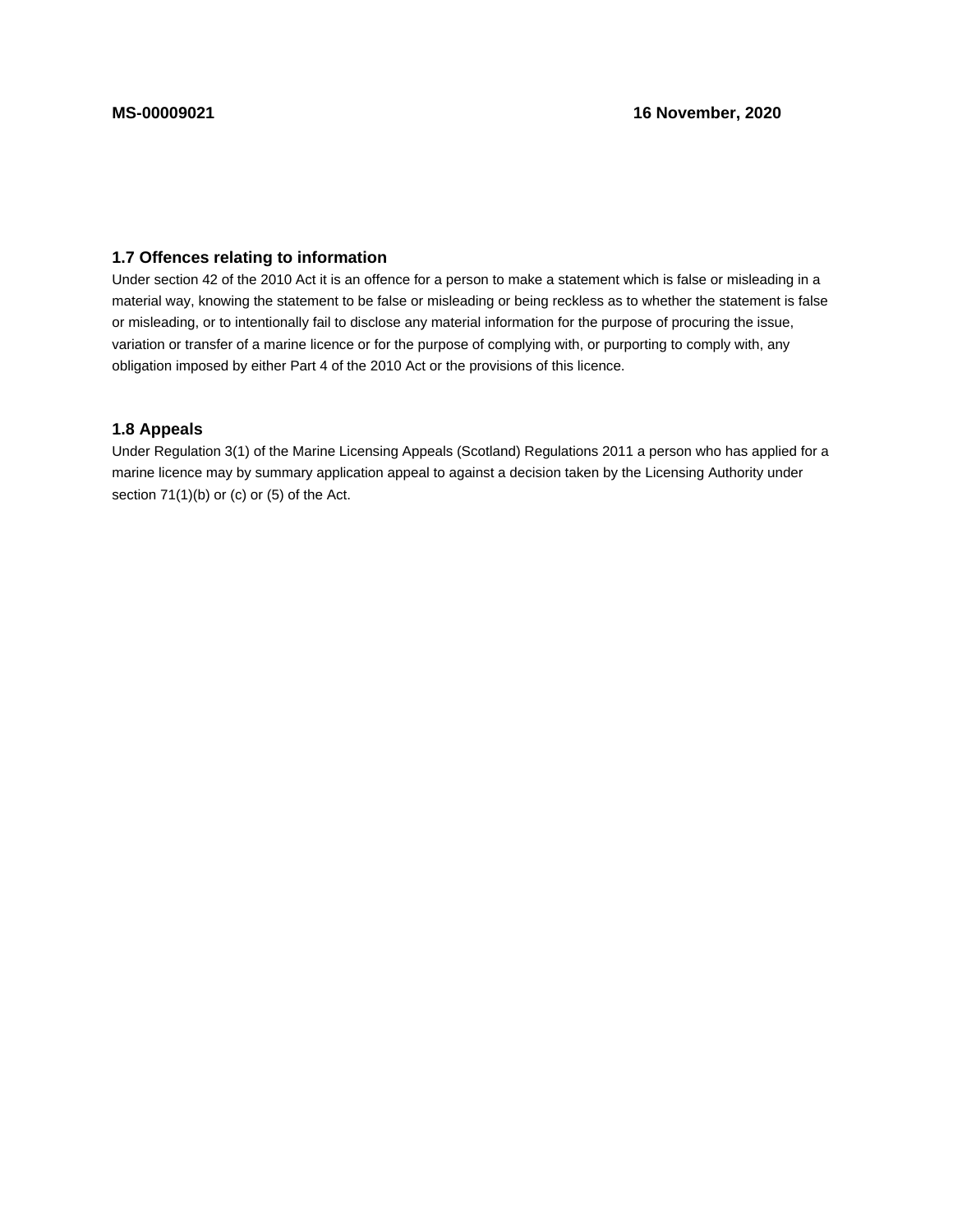### 1.7 Offences relating to information

Under section 42 of the 2010 Act it is an offence for a person to make a statement which is false or misleading in a material way, knowing the statement to be false or misleading or being reckless as to whether the statement is false or misleading, or to intentionally fail to disclose any material information for the purpose of procuring the issue, variation or transfer of a marine licence or for the purpose of complying with, or purporting to comply with, any obligation imposed by either Part 4 of the 2010 Act or the provisions of this licence.

### 1.8 Appeals

Under Regulation 3(1) of the Marine Licensing Appeals (Scotland) Regulations 2011 a person who has applied for a marine licence may by summary application appeal to against a decision taken by the Licensing Authority under section 71(1)(b) or (c) or (5) of the Act.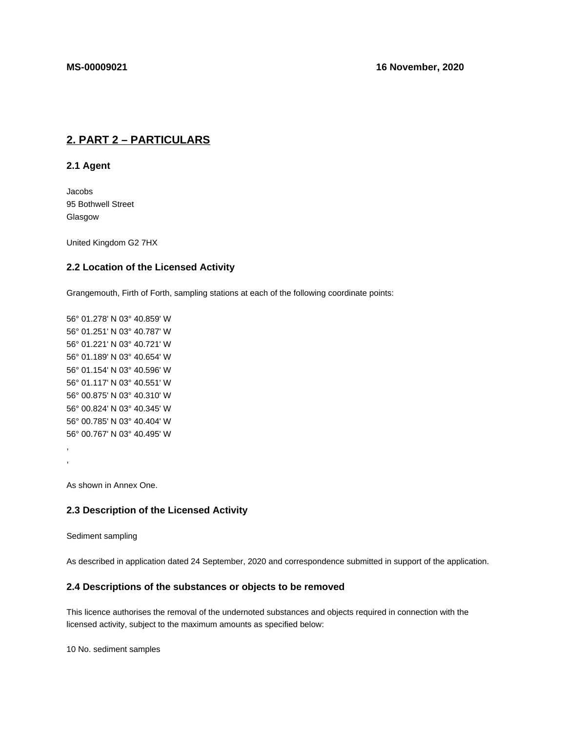**MS-00009021** **16 November, 2020**

## 2. PART 2 – PARTICULARS

### 2.1 Agent

Jacobs
95 Bothwell Street
Glasgow

United Kingdom G2 7HX

### 2.2 Location of the Licensed Activity

Grangemouth, Firth of Forth, sampling stations at each of the following coordinate points:

56° 01.278' N 03° 40.859' W
56° 01.251' N 03° 40.787' W
56° 01.221' N 03° 40.721' W
56° 01.189' N 03° 40.654' W
56° 01.154' N 03° 40.596' W
56° 01.117' N 03° 40.551' W
56° 00.875' N 03° 40.310' W
56° 00.824' N 03° 40.345' W
56° 00.785' N 03° 40.404' W
56° 00.767' N 03° 40.495' W
,
,

As shown in Annex One.

### 2.3 Description of the Licensed Activity

Sediment sampling

As described in application dated 24 September, 2020 and correspondence submitted in support of the application.

### 2.4 Descriptions of the substances or objects to be removed

This licence authorises the removal of the undernoted substances and objects required in connection with the licensed activity, subject to the maximum amounts as specified below:

10 No. sediment samples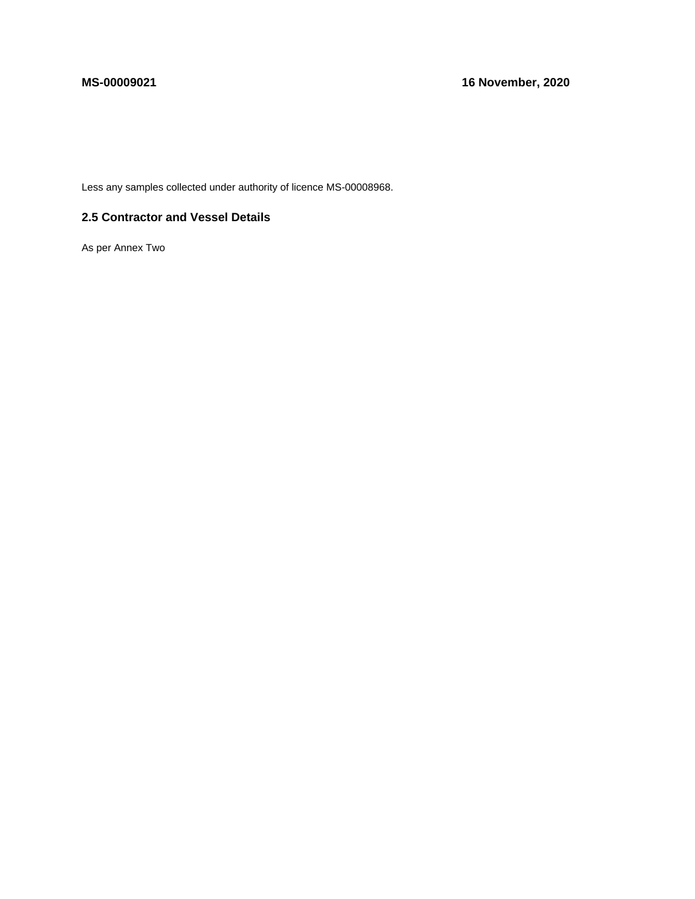Less any samples collected under authority of licence MS-00008968.

## 2.5 Contractor and Vessel Details

As per Annex Two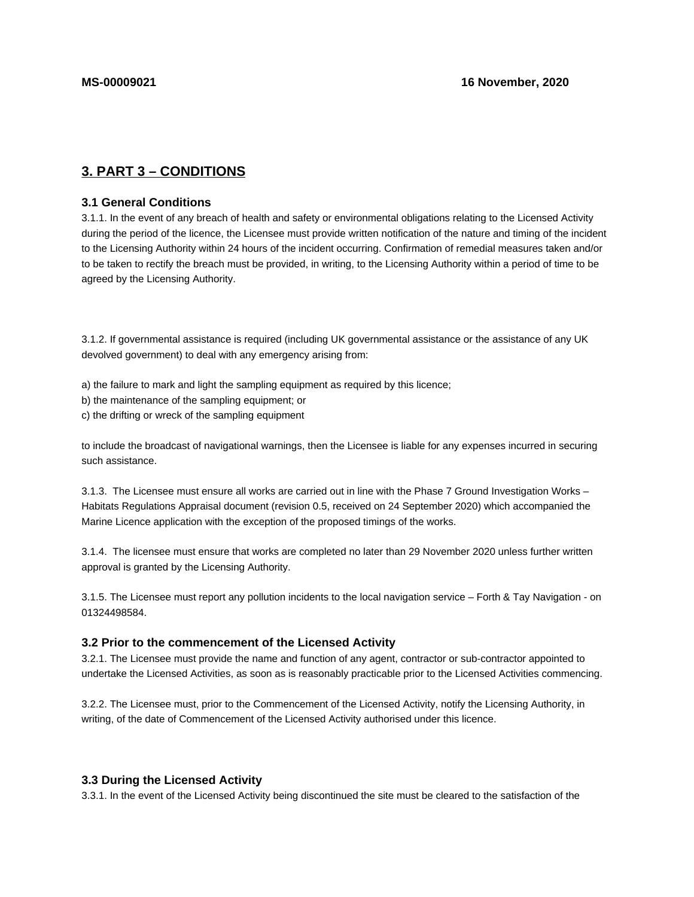**MS-00009021** **16 November, 2020**

## 3. PART 3 – CONDITIONS

### 3.1 General Conditions

3.1.1. In the event of any breach of health and safety or environmental obligations relating to the Licensed Activity during the period of the licence, the Licensee must provide written notification of the nature and timing of the incident to the Licensing Authority within 24 hours of the incident occurring. Confirmation of remedial measures taken and/or to be taken to rectify the breach must be provided, in writing, to the Licensing Authority within a period of time to be agreed by the Licensing Authority.

3.1.2. If governmental assistance is required (including UK governmental assistance or the assistance of any UK devolved government) to deal with any emergency arising from:

a) the failure to mark and light the sampling equipment as required by this licence;
b) the maintenance of the sampling equipment; or
c) the drifting or wreck of the sampling equipment

to include the broadcast of navigational warnings, then the Licensee is liable for any expenses incurred in securing such assistance.

3.1.3. The Licensee must ensure all works are carried out in line with the Phase 7 Ground Investigation Works – Habitats Regulations Appraisal document (revision 0.5, received on 24 September 2020) which accompanied the Marine Licence application with the exception of the proposed timings of the works.

3.1.4. The licensee must ensure that works are completed no later than 29 November 2020 unless further written approval is granted by the Licensing Authority.

3.1.5. The Licensee must report any pollution incidents to the local navigation service – Forth & Tay Navigation - on 01324498584.

### 3.2 Prior to the commencement of the Licensed Activity

3.2.1. The Licensee must provide the name and function of any agent, contractor or sub-contractor appointed to undertake the Licensed Activities, as soon as is reasonably practicable prior to the Licensed Activities commencing.

3.2.2. The Licensee must, prior to the Commencement of the Licensed Activity, notify the Licensing Authority, in writing, of the date of Commencement of the Licensed Activity authorised under this licence.

### 3.3 During the Licensed Activity

3.3.1. In the event of the Licensed Activity being discontinued the site must be cleared to the satisfaction of the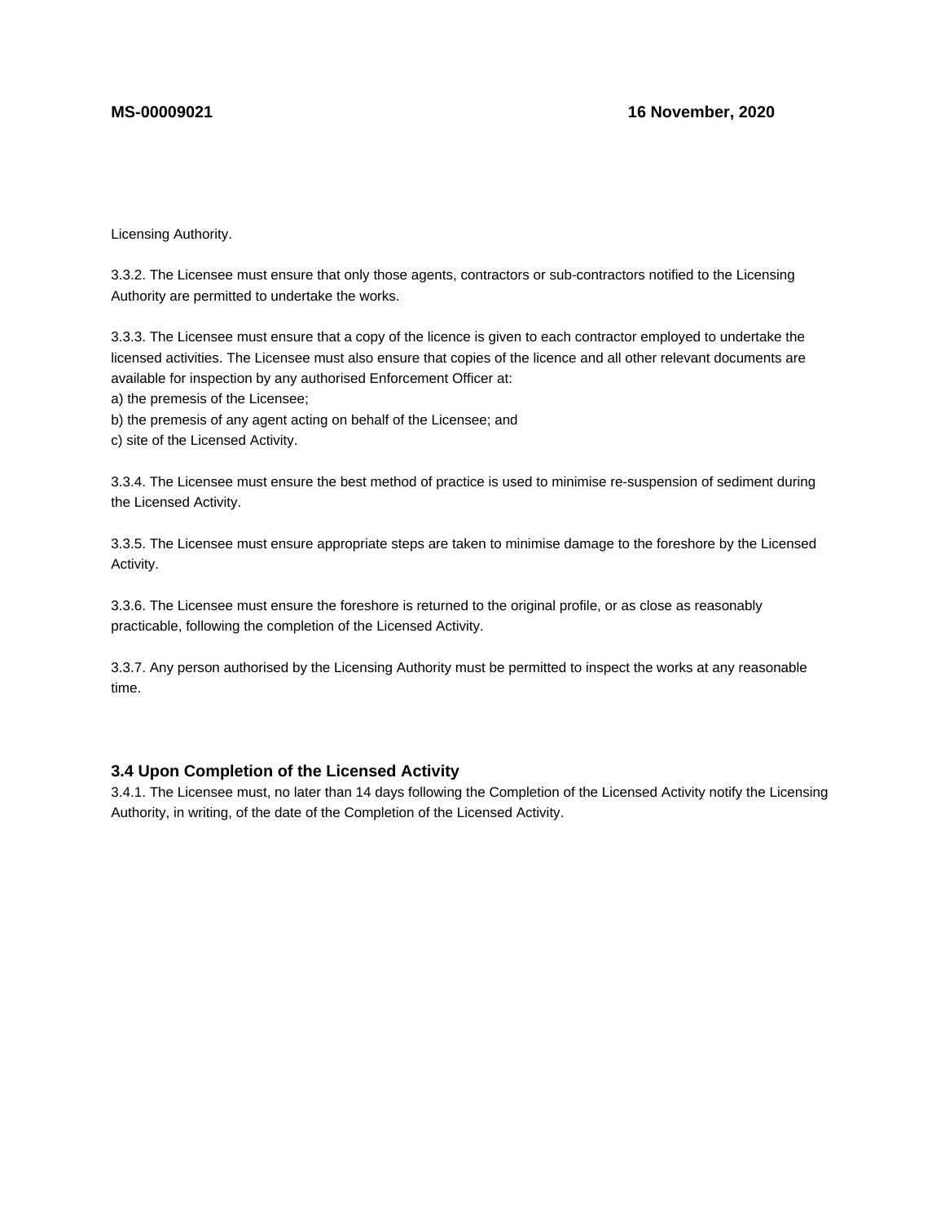Licensing Authority.

3.3.2. The Licensee must ensure that only those agents, contractors or sub-contractors notified to the Licensing Authority are permitted to undertake the works.

3.3.3. The Licensee must ensure that a copy of the licence is given to each contractor employed to undertake the licensed activities. The Licensee must also ensure that copies of the licence and all other relevant documents are available for inspection by any authorised Enforcement Officer at:
a) the premesis of the Licensee;
b) the premesis of any agent acting on behalf of the Licensee; and
c) site of the Licensed Activity.

3.3.4. The Licensee must ensure the best method of practice is used to minimise re-suspension of sediment during the Licensed Activity.

3.3.5. The Licensee must ensure appropriate steps are taken to minimise damage to the foreshore by the Licensed Activity.

3.3.6. The Licensee must ensure the foreshore is returned to the original profile, or as close as reasonably practicable, following the completion of the Licensed Activity.

3.3.7. Any person authorised by the Licensing Authority must be permitted to inspect the works at any reasonable time.

### 3.4 Upon Completion of the Licensed Activity

3.4.1. The Licensee must, no later than 14 days following the Completion of the Licensed Activity notify the Licensing Authority, in writing, of the date of the Completion of the Licensed Activity.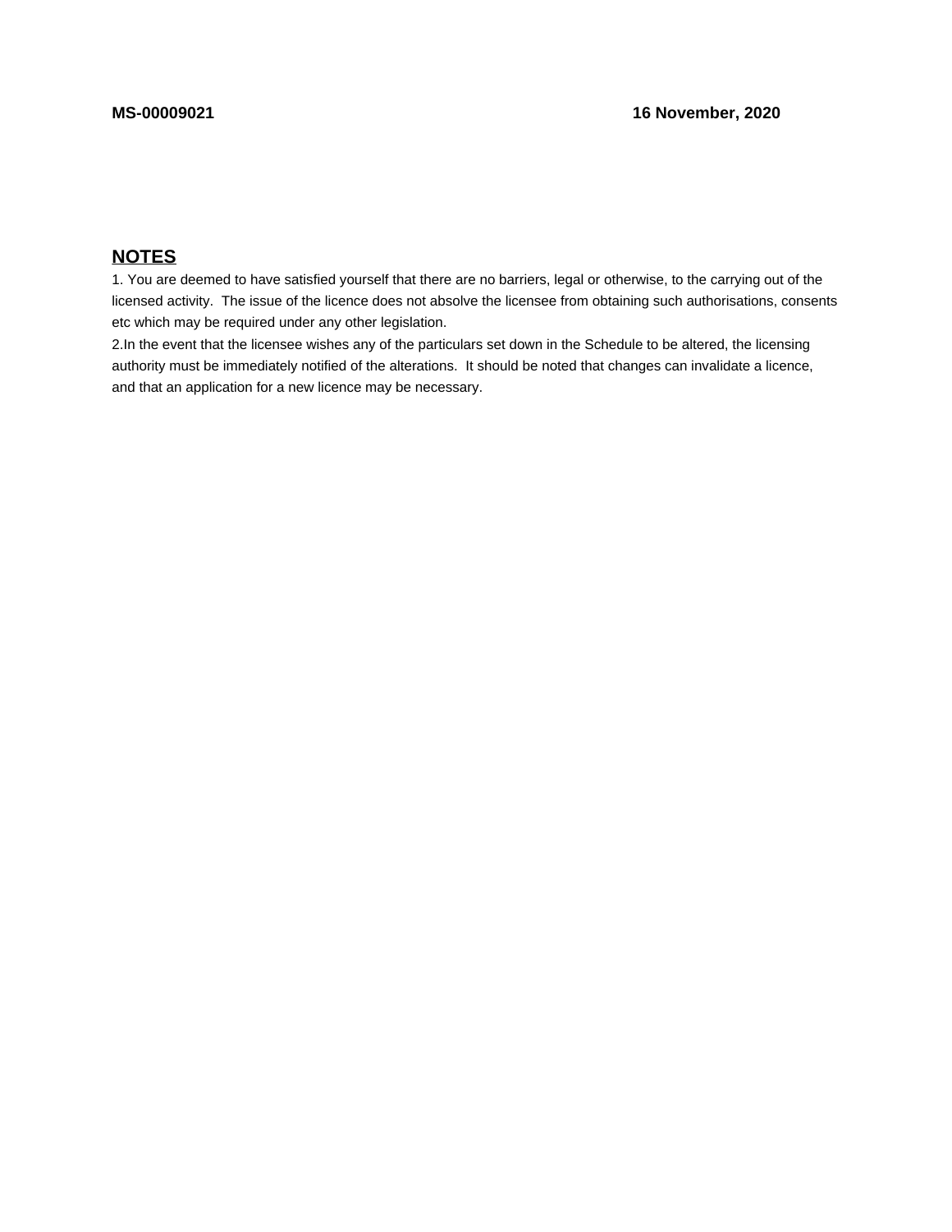**MS-00009021** **16 November, 2020**

## NOTES

1. You are deemed to have satisfied yourself that there are no barriers, legal or otherwise, to the carrying out of the licensed activity. The issue of the licence does not absolve the licensee from obtaining such authorisations, consents etc which may be required under any other legislation.
2. In the event that the licensee wishes any of the particulars set down in the Schedule to be altered, the licensing authority must be immediately notified of the alterations. It should be noted that changes can invalidate a licence, and that an application for a new licence may be necessary.